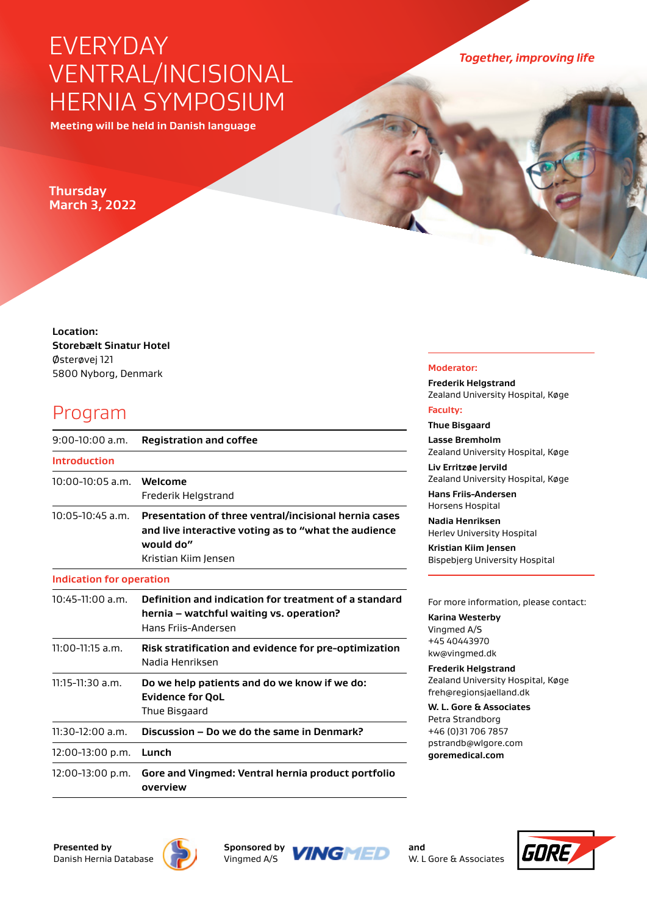# EVERYDAY VENTRAL/INCISIONAL HERNIA SYMPOSIUM

**Meeting will be held in Danish language**

*Together, improving life*

**Thursday**
**March 3, 2022**

**Location:**
**Storebælt Sinatur Hotel**
Østerøvej 121
5800 Nyborg, Denmark

## Program

| | |
|---|---|
| 9:00-10:00 a.m. | **Registration and coffee** |
| **Introduction** | |
| 10:00-10:05 a.m. | **Welcome**<br>Frederik Helgstrand |
| 10:05-10:45 a.m. | **Presentation of three ventral/incisional hernia cases and live interactive voting as to "what the audience would do"**<br>Kristian Kiim Jensen |
| **Indication for operation** | |
| 10:45-11:00 a.m. | **Definition and indication for treatment of a standard hernia – watchful waiting vs. operation?**<br>Hans Friis-Andersen |
| 11:00-11:15 a.m. | **Risk stratification and evidence for pre-optimization**<br>Nadia Henriksen |
| 11:15-11:30 a.m. | **Do we help patients and do we know if we do: Evidence for QoL**<br>Thue Bisgaard |
| 11:30-12:00 a.m. | **Discussion – Do we do the same in Denmark?** |
| 12:00-13:00 p.m. | **Lunch** |
| 12:00-13:00 p.m. | **Gore and Vingmed: Ventral hernia product portfolio overview** |

**Moderator:**

**Frederik Helgstrand**
Zealand University Hospital, Køge

**Faculty:**

**Thue Bisgaard**

**Lasse Bremholm**
Zealand University Hospital, Køge

**Liv Erritzøe Jervild**
Zealand University Hospital, Køge

**Hans Friis-Andersen**
Horsens Hospital

**Nadia Henriksen**
Herlev University Hospital

**Kristian Kiim Jensen**
Bispebjerg University Hospital

For more information, please contact:

**Karina Westerby**
Vingmed A/S
+45 40443970
kw@vingmed.dk

**Frederik Helgstrand**
Zealand University Hospital, Køge
freh@regionsjaelland.dk

**W. L. Gore & Associates**
Petra Strandborg
+46 (0)31 706 7857
pstrandb@wlgore.com
**goremedical.com**

**Presented by**
Danish Hernia Database

**Sponsored by**
Vingmed A/S

**and**
W. L Gore & Associates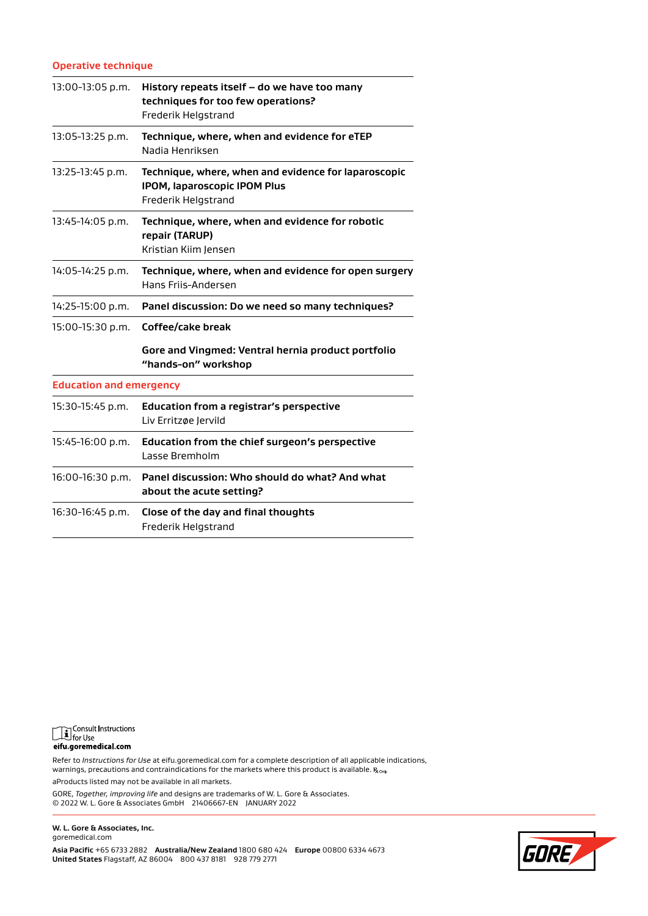## Operative technique

| | |
|---|---|
| 13:00-13:05 p.m. | **History repeats itself – do we have too many techniques for too few operations?**<br>Frederik Helgstrand |
| 13:05-13:25 p.m. | **Technique, where, when and evidence for eTEP**<br>Nadia Henriksen |
| 13:25-13:45 p.m. | **Technique, where, when and evidence for laparoscopic IPOM, laparoscopic IPOM Plus**<br>Frederik Helgstrand |
| 13:45-14:05 p.m. | **Technique, where, when and evidence for robotic repair (TARUP)**<br>Kristian Kiim Jensen |
| 14:05-14:25 p.m. | **Technique, where, when and evidence for open surgery**<br>Hans Friis-Andersen |
| 14:25-15:00 p.m. | **Panel discussion: Do we need so many techniques?** |
| 15:00-15:30 p.m. | **Coffee/cake break**<br><br>**Gore and Vingmed: Ventral hernia product portfolio "hands-on" workshop** |

## Education and emergency

| | |
|---|---|
| 15:30-15:45 p.m. | **Education from a registrar's perspective**<br>Liv Erritzøe Jervild |
| 15:45-16:00 p.m. | **Education from the chief surgeon's perspective**<br>Lasse Bremholm |
| 16:00-16:30 p.m. | **Panel discussion: Who should do what? And what about the acute setting?** |
| 16:30-16:45 p.m. | **Close of the day and final thoughts**<br>Frederik Helgstrand |

Consult Instructions for Use
**eifu.goremedical.com**

Refer to *Instructions for Use* at eifu.goremedical.com for a complete description of all applicable indications, warnings, precautions and contraindications for the markets where this product is available. ℞ Only

aProducts listed may not be available in all markets.

GORE, *Together, improving life* and designs are trademarks of W. L. Gore & Associates.
© 2022 W. L. Gore & Associates GmbH 21406667-EN JANUARY 2022

**W. L. Gore & Associates, Inc.**
goremedical.com

**Asia Pacific** +65 6733 2882 **Australia/New Zealand** 1800 680 424 **Europe** 00800 6334 4673
**United States** Flagstaff, AZ 86004 800 437 8181 928 779 2771

GORE